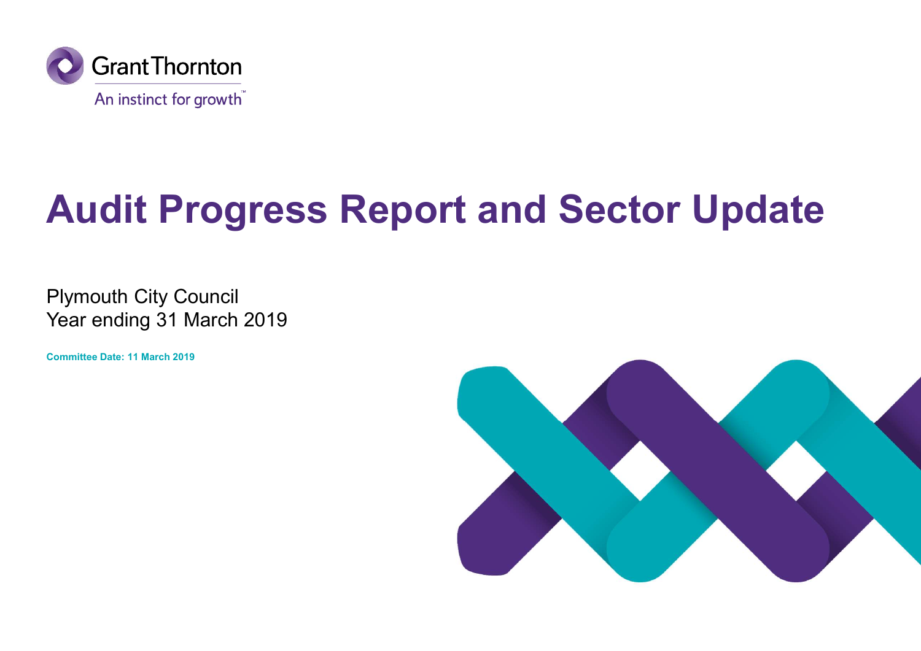Grant Thornton

An instinct for growth™

# Audit Progress Report and Sector Update

Plymouth City Council
Year ending 31 March 2019

**Committee Date: 11 March 2019**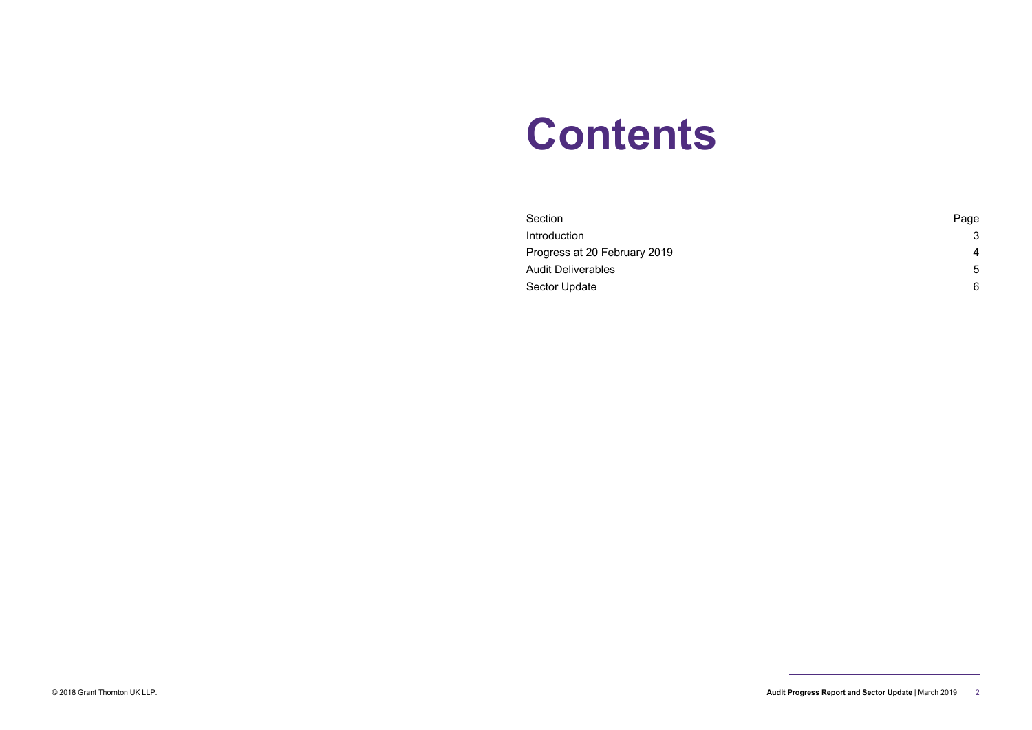# Contents

| Section | Page |
| --- | --- |
| Introduction | 3 |
| Progress at 20 February 2019 | 4 |
| Audit Deliverables | 5 |
| Sector Update | 6 |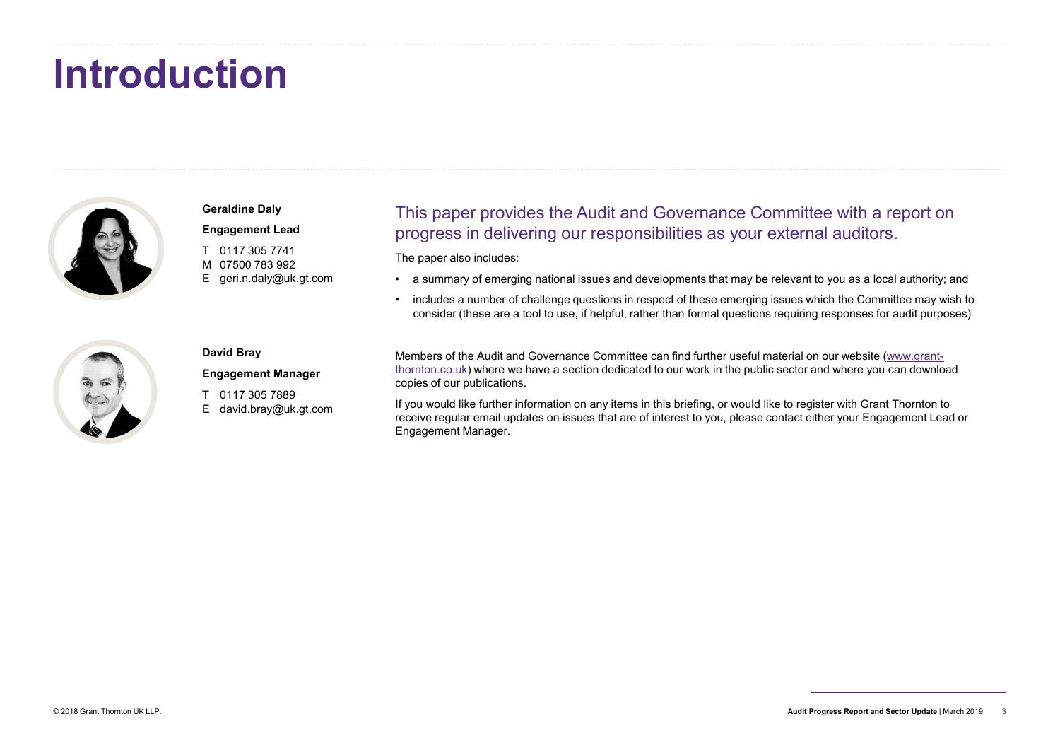# Introduction

**Geraldine Daly**

**Engagement Lead**

T 0117 305 7741
M 07500 783 992
E geri.n.daly@uk.gt.com

**David Bray**

**Engagement Manager**

T 0117 305 7889
E david.bray@uk.gt.com

## This paper provides the Audit and Governance Committee with a report on progress in delivering our responsibilities as your external auditors.

The paper also includes:

- a summary of emerging national issues and developments that may be relevant to you as a local authority; and
- includes a number of challenge questions in respect of these emerging issues which the Committee may wish to consider (these are a tool to use, if helpful, rather than formal questions requiring responses for audit purposes)

Members of the Audit and Governance Committee can find further useful material on our website (www.grant-thornton.co.uk) where we have a section dedicated to our work in the public sector and where you can download copies of our publications.

If you would like further information on any items in this briefing, or would like to register with Grant Thornton to receive regular email updates on issues that are of interest to you, please contact either your Engagement Lead or Engagement Manager.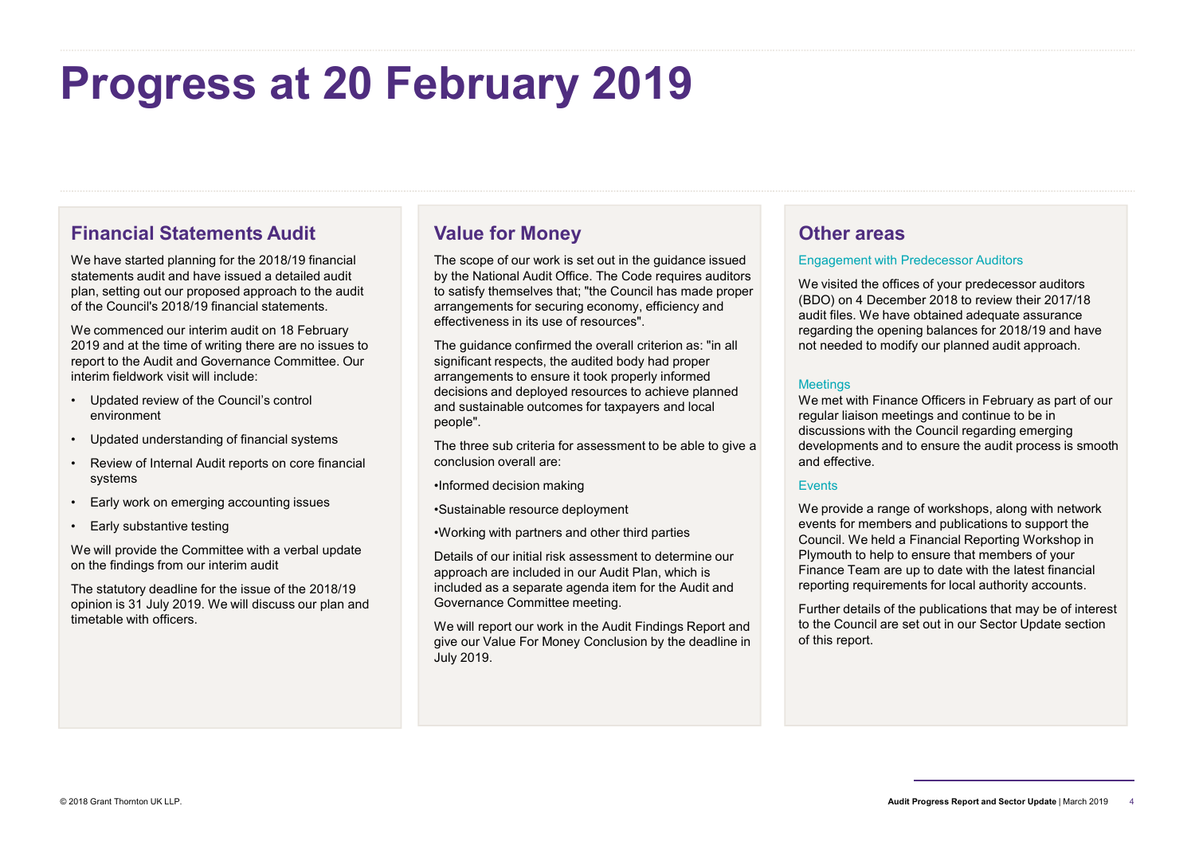# Progress at 20 February 2019

## Financial Statements Audit

We have started planning for the 2018/19 financial statements audit and have issued a detailed audit plan, setting out our proposed approach to the audit of the Council's 2018/19 financial statements.

We commenced our interim audit on 18 February 2019 and at the time of writing there are no issues to report to the Audit and Governance Committee. Our interim fieldwork visit will include:

- Updated review of the Council's control environment
- Updated understanding of financial systems
- Review of Internal Audit reports on core financial systems
- Early work on emerging accounting issues
- Early substantive testing

We will provide the Committee with a verbal update on the findings from our interim audit

The statutory deadline for the issue of the 2018/19 opinion is 31 July 2019. We will discuss our plan and timetable with officers.

## Value for Money

The scope of our work is set out in the guidance issued by the National Audit Office. The Code requires auditors to satisfy themselves that; "the Council has made proper arrangements for securing economy, efficiency and effectiveness in its use of resources".

The guidance confirmed the overall criterion as: "in all significant respects, the audited body had proper arrangements to ensure it took properly informed decisions and deployed resources to achieve planned and sustainable outcomes for taxpayers and local people".

The three sub criteria for assessment to be able to give a conclusion overall are:

•Informed decision making

•Sustainable resource deployment

•Working with partners and other third parties

Details of our initial risk assessment to determine our approach are included in our Audit Plan, which is included as a separate agenda item for the Audit and Governance Committee meeting.

We will report our work in the Audit Findings Report and give our Value For Money Conclusion by the deadline in July 2019.

## Other areas

### Engagement with Predecessor Auditors

We visited the offices of your predecessor auditors (BDO) on 4 December 2018 to review their 2017/18 audit files. We have obtained adequate assurance regarding the opening balances for 2018/19 and have not needed to modify our planned audit approach.

### Meetings

We met with Finance Officers in February as part of our regular liaison meetings and continue to be in discussions with the Council regarding emerging developments and to ensure the audit process is smooth and effective.

### Events

We provide a range of workshops, along with network events for members and publications to support the Council. We held a Financial Reporting Workshop in Plymouth to help to ensure that members of your Finance Team are up to date with the latest financial reporting requirements for local authority accounts.

Further details of the publications that may be of interest to the Council are set out in our Sector Update section of this report.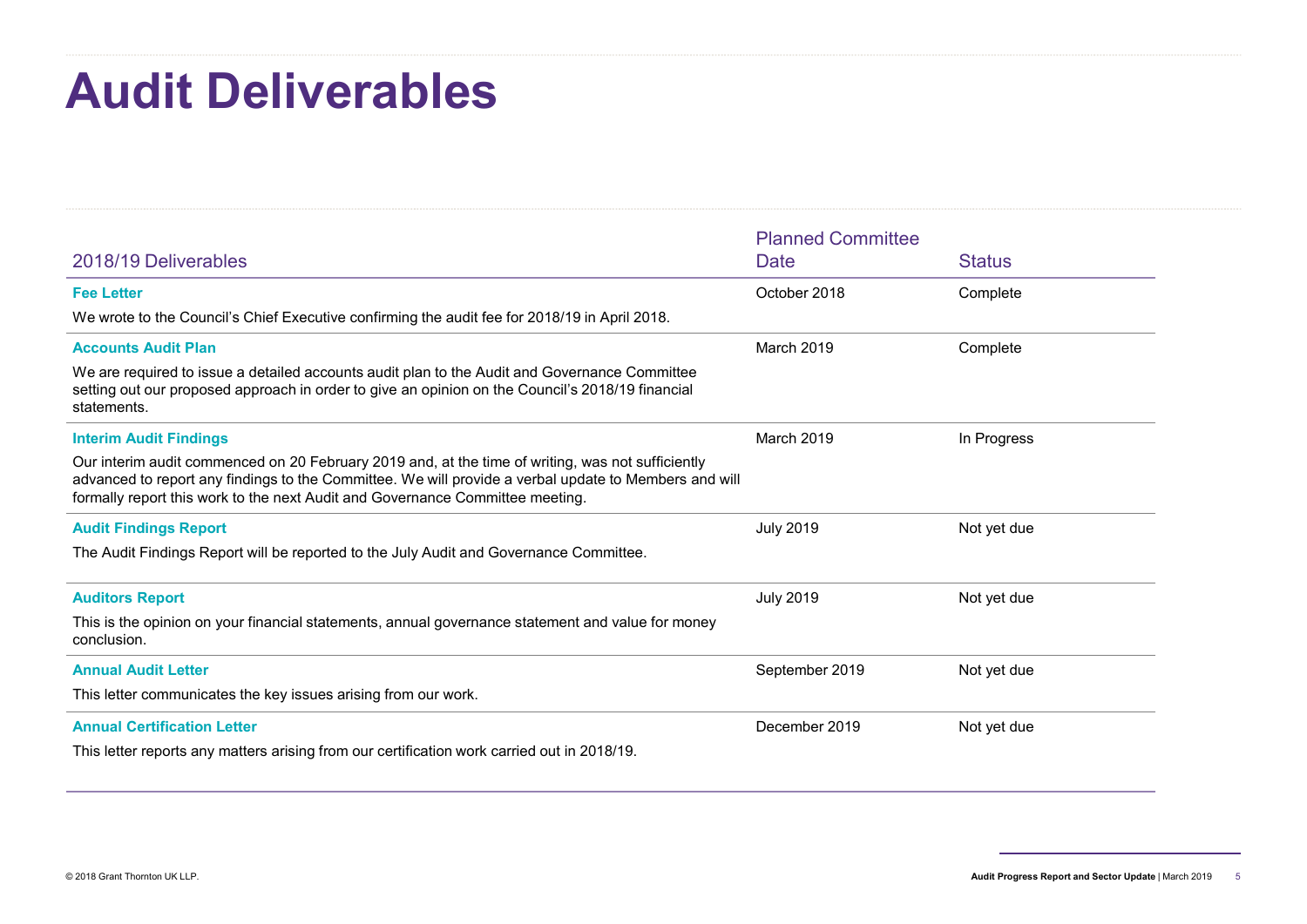# Audit Deliverables

| 2018/19 Deliverables | Planned Committee Date | Status |
|---|---|---|
| **Fee Letter**<br>We wrote to the Council's Chief Executive confirming the audit fee for 2018/19 in April 2018. | October 2018 | Complete |
| **Accounts Audit Plan**<br>We are required to issue a detailed accounts audit plan to the Audit and Governance Committee setting out our proposed approach in order to give an opinion on the Council's 2018/19 financial statements. | March 2019 | Complete |
| **Interim Audit Findings**<br>Our interim audit commenced on 20 February 2019 and, at the time of writing, was not sufficiently advanced to report any findings to the Committee. We will provide a verbal update to Members and will formally report this work to the next Audit and Governance Committee meeting. | March 2019 | In Progress |
| **Audit Findings Report**<br>The Audit Findings Report will be reported to the July Audit and Governance Committee. | July 2019 | Not yet due |
| **Auditors Report**<br>This is the opinion on your financial statements, annual governance statement and value for money conclusion. | July 2019 | Not yet due |
| **Annual Audit Letter**<br>This letter communicates the key issues arising from our work. | September 2019 | Not yet due |
| **Annual Certification Letter**<br>This letter reports any matters arising from our certification work carried out in 2018/19. | December 2019 | Not yet due |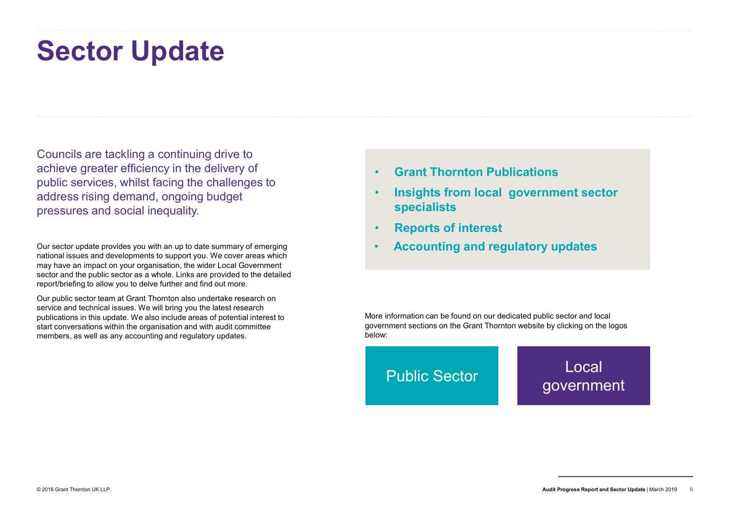# Sector Update

Councils are tackling a continuing drive to achieve greater efficiency in the delivery of public services, whilst facing the challenges to address rising demand, ongoing budget pressures and social inequality.

Our sector update provides you with an up to date summary of emerging national issues and developments to support you. We cover areas which may have an impact on your organisation, the wider Local Government sector and the public sector as a whole. Links are provided to the detailed report/briefing to allow you to delve further and find out more.

Our public sector team at Grant Thornton also undertake research on service and technical issues. We will bring you the latest research publications in this update. We also include areas of potential interest to start conversations within the organisation and with audit committee members, as well as any accounting and regulatory updates.

- **Grant Thornton Publications**
- **Insights from local government sector specialists**
- **Reports of interest**
- **Accounting and regulatory updates**

More information can be found on our dedicated public sector and local government sections on the Grant Thornton website by clicking on the logos below:

Public Sector

Local government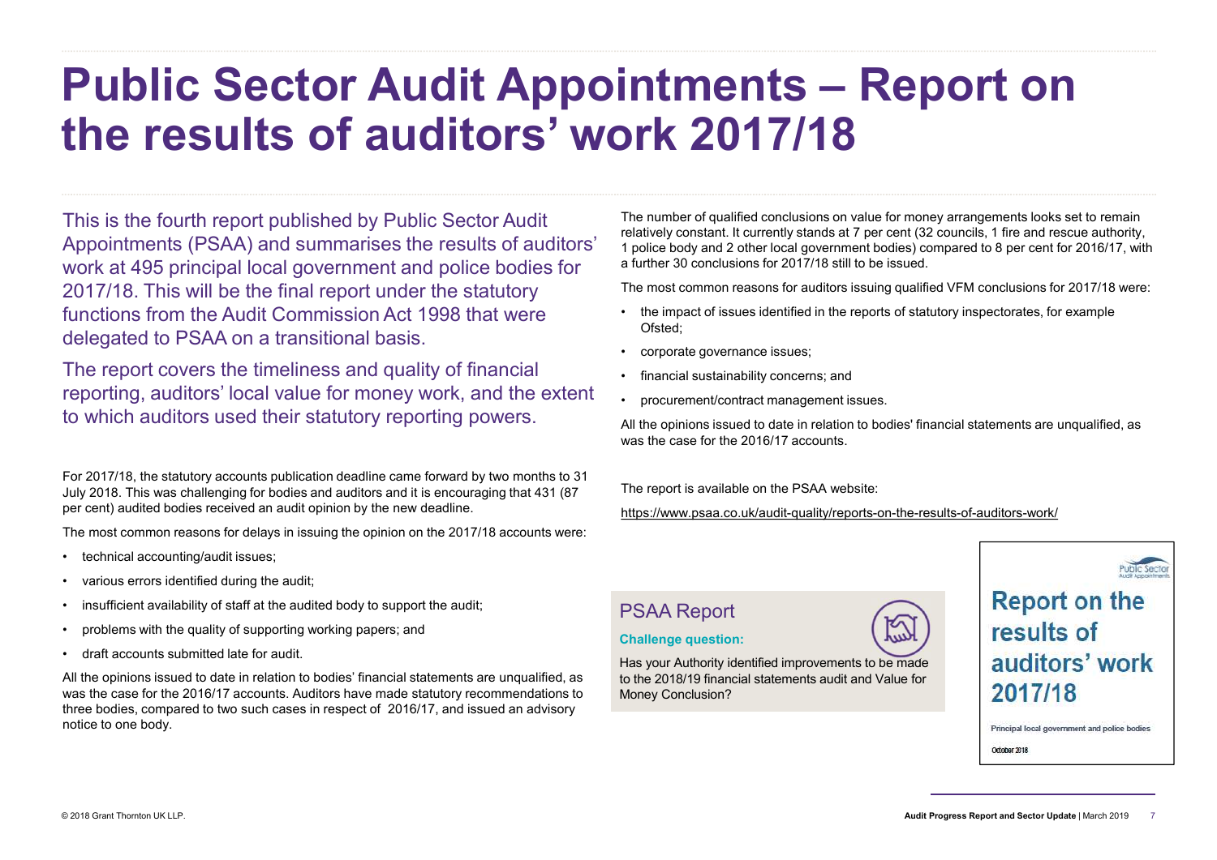# Public Sector Audit Appointments – Report on the results of auditors' work 2017/18

This is the fourth report published by Public Sector Audit Appointments (PSAA) and summarises the results of auditors' work at 495 principal local government and police bodies for 2017/18. This will be the final report under the statutory functions from the Audit Commission Act 1998 that were delegated to PSAA on a transitional basis.

The report covers the timeliness and quality of financial reporting, auditors' local value for money work, and the extent to which auditors used their statutory reporting powers.

For 2017/18, the statutory accounts publication deadline came forward by two months to 31 July 2018. This was challenging for bodies and auditors and it is encouraging that 431 (87 per cent) audited bodies received an audit opinion by the new deadline.

The most common reasons for delays in issuing the opinion on the 2017/18 accounts were:

- technical accounting/audit issues;
- various errors identified during the audit;
- insufficient availability of staff at the audited body to support the audit;
- problems with the quality of supporting working papers; and
- draft accounts submitted late for audit.

All the opinions issued to date in relation to bodies' financial statements are unqualified, as was the case for the 2016/17 accounts. Auditors have made statutory recommendations to three bodies, compared to two such cases in respect of 2016/17, and issued an advisory notice to one body.

The number of qualified conclusions on value for money arrangements looks set to remain relatively constant. It currently stands at 7 per cent (32 councils, 1 fire and rescue authority, 1 police body and 2 other local government bodies) compared to 8 per cent for 2016/17, with a further 30 conclusions for 2017/18 still to be issued.

The most common reasons for auditors issuing qualified VFM conclusions for 2017/18 were:

- the impact of issues identified in the reports of statutory inspectorates, for example Ofsted;
- corporate governance issues;
- financial sustainability concerns; and
- procurement/contract management issues.

All the opinions issued to date in relation to bodies' financial statements are unqualified, as was the case for the 2016/17 accounts.

The report is available on the PSAA website:

https://www.psaa.co.uk/audit-quality/reports-on-the-results-of-auditors-work/

## PSAA Report

**Challenge question:**

Has your Authority identified improvements to be made to the 2018/19 financial statements audit and Value for Money Conclusion?

Public Sector Audit Appointments

**Report on the results of auditors' work 2017/18**

Principal local government and police bodies

October 2018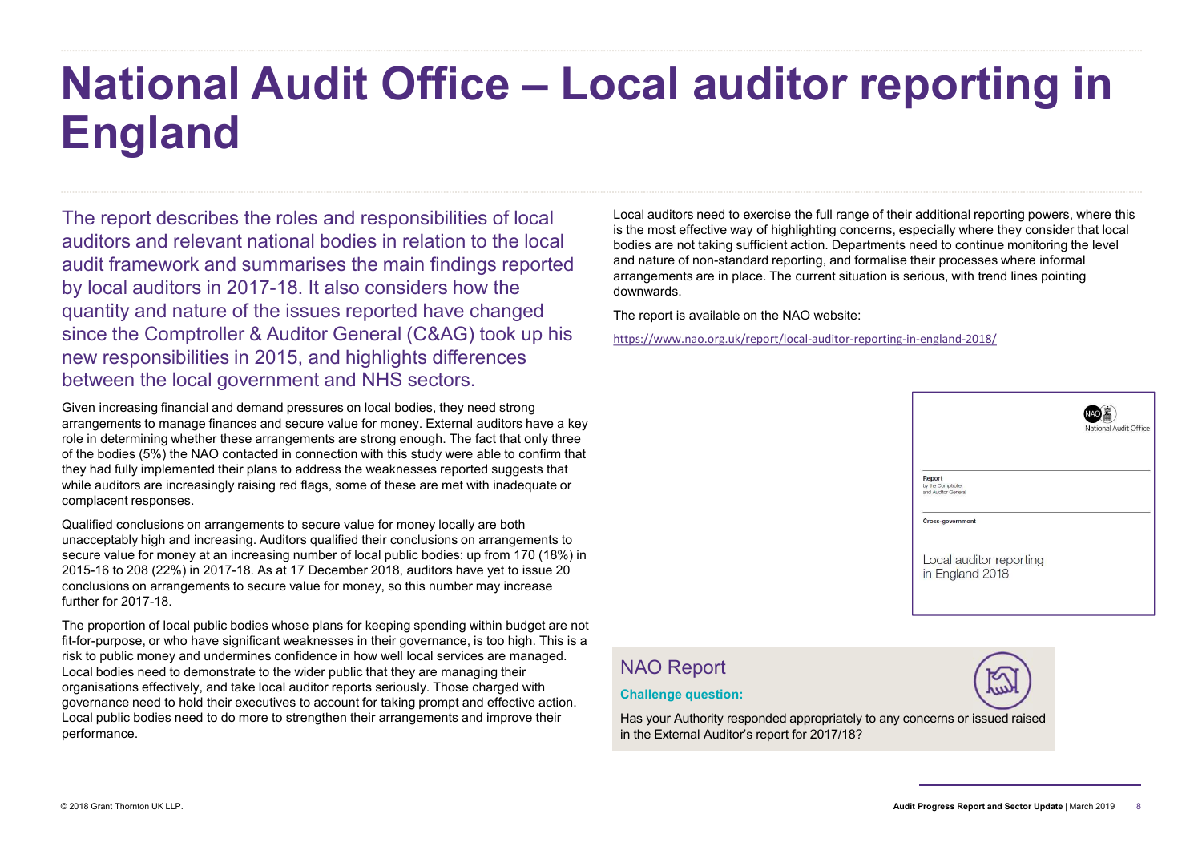# National Audit Office – Local auditor reporting in England

The report describes the roles and responsibilities of local auditors and relevant national bodies in relation to the local audit framework and summarises the main findings reported by local auditors in 2017-18. It also considers how the quantity and nature of the issues reported have changed since the Comptroller & Auditor General (C&AG) took up his new responsibilities in 2015, and highlights differences between the local government and NHS sectors.

Given increasing financial and demand pressures on local bodies, they need strong arrangements to manage finances and secure value for money. External auditors have a key role in determining whether these arrangements are strong enough. The fact that only three of the bodies (5%) the NAO contacted in connection with this study were able to confirm that they had fully implemented their plans to address the weaknesses reported suggests that while auditors are increasingly raising red flags, some of these are met with inadequate or complacent responses.

Qualified conclusions on arrangements to secure value for money locally are both unacceptably high and increasing. Auditors qualified their conclusions on arrangements to secure value for money at an increasing number of local public bodies: up from 170 (18%) in 2015-16 to 208 (22%) in 2017-18. As at 17 December 2018, auditors have yet to issue 20 conclusions on arrangements to secure value for money, so this number may increase further for 2017-18.

The proportion of local public bodies whose plans for keeping spending within budget are not fit-for-purpose, or who have significant weaknesses in their governance, is too high. This is a risk to public money and undermines confidence in how well local services are managed. Local bodies need to demonstrate to the wider public that they are managing their organisations effectively, and take local auditor reports seriously. Those charged with governance need to hold their executives to account for taking prompt and effective action. Local public bodies need to do more to strengthen their arrangements and improve their performance.

Local auditors need to exercise the full range of their additional reporting powers, where this is the most effective way of highlighting concerns, especially where they consider that local bodies are not taking sufficient action. Departments need to continue monitoring the level and nature of non-standard reporting, and formalise their processes where informal arrangements are in place. The current situation is serious, with trend lines pointing downwards.

The report is available on the NAO website:

https://www.nao.org.uk/report/local-auditor-reporting-in-england-2018/

National Audit Office

Report by the Comptroller and Auditor General

Cross-government

Local auditor reporting in England 2018

## NAO Report

**Challenge question:**

Has your Authority responded appropriately to any concerns or issued raised in the External Auditor's report for 2017/18?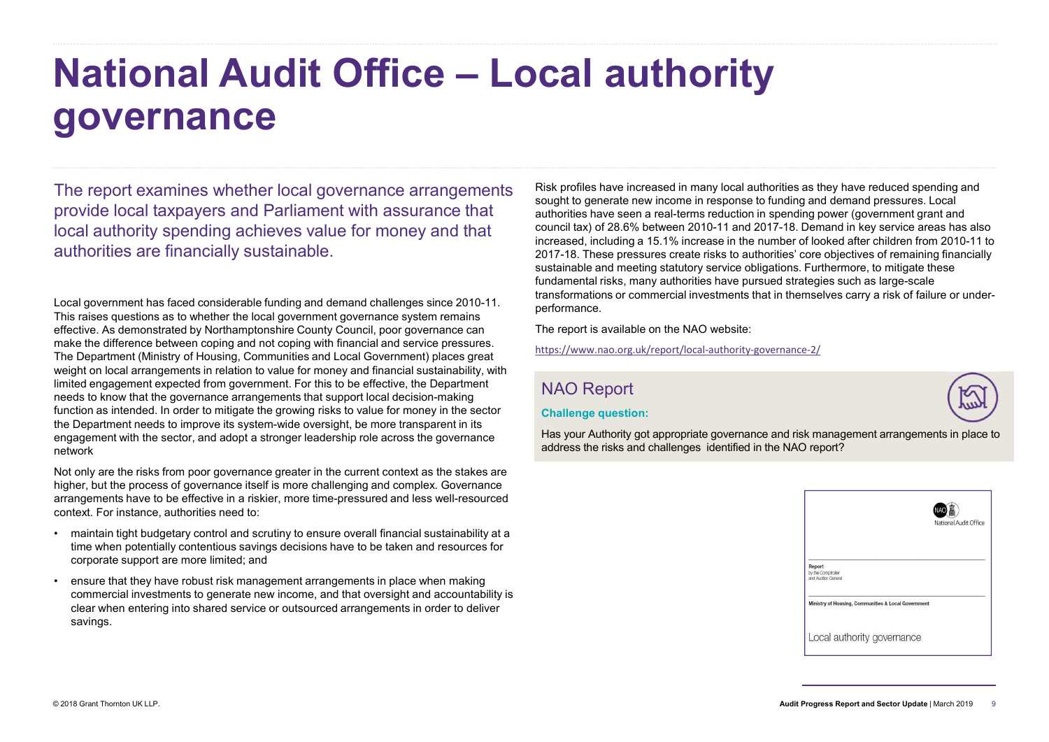# National Audit Office – Local authority governance

The report examines whether local governance arrangements provide local taxpayers and Parliament with assurance that local authority spending achieves value for money and that authorities are financially sustainable.

Local government has faced considerable funding and demand challenges since 2010-11. This raises questions as to whether the local government governance system remains effective. As demonstrated by Northamptonshire County Council, poor governance can make the difference between coping and not coping with financial and service pressures. The Department (Ministry of Housing, Communities and Local Government) places great weight on local arrangements in relation to value for money and financial sustainability, with limited engagement expected from government. For this to be effective, the Department needs to know that the governance arrangements that support local decision-making function as intended. In order to mitigate the growing risks to value for money in the sector the Department needs to improve its system-wide oversight, be more transparent in its engagement with the sector, and adopt a stronger leadership role across the governance network

Not only are the risks from poor governance greater in the current context as the stakes are higher, but the process of governance itself is more challenging and complex. Governance arrangements have to be effective in a riskier, more time-pressured and less well-resourced context. For instance, authorities need to:

- maintain tight budgetary control and scrutiny to ensure overall financial sustainability at a time when potentially contentious savings decisions have to be taken and resources for corporate support are more limited; and
- ensure that they have robust risk management arrangements in place when making commercial investments to generate new income, and that oversight and accountability is clear when entering into shared service or outsourced arrangements in order to deliver savings.

Risk profiles have increased in many local authorities as they have reduced spending and sought to generate new income in response to funding and demand pressures. Local authorities have seen a real-terms reduction in spending power (government grant and council tax) of 28.6% between 2010-11 and 2017-18. Demand in key service areas has also increased, including a 15.1% increase in the number of looked after children from 2010-11 to 2017-18. These pressures create risks to authorities' core objectives of remaining financially sustainable and meeting statutory service obligations. Furthermore, to mitigate these fundamental risks, many authorities have pursued strategies such as large-scale transformations or commercial investments that in themselves carry a risk of failure or under-performance.

The report is available on the NAO website:

https://www.nao.org.uk/report/local-authority-governance-2/

## NAO Report

**Challenge question:**

Has your Authority got appropriate governance and risk management arrangements in place to address the risks and challenges identified in the NAO report?

National Audit Office

Report by the Comptroller and Auditor General

Ministry of Housing, Communities & Local Government

Local authority governance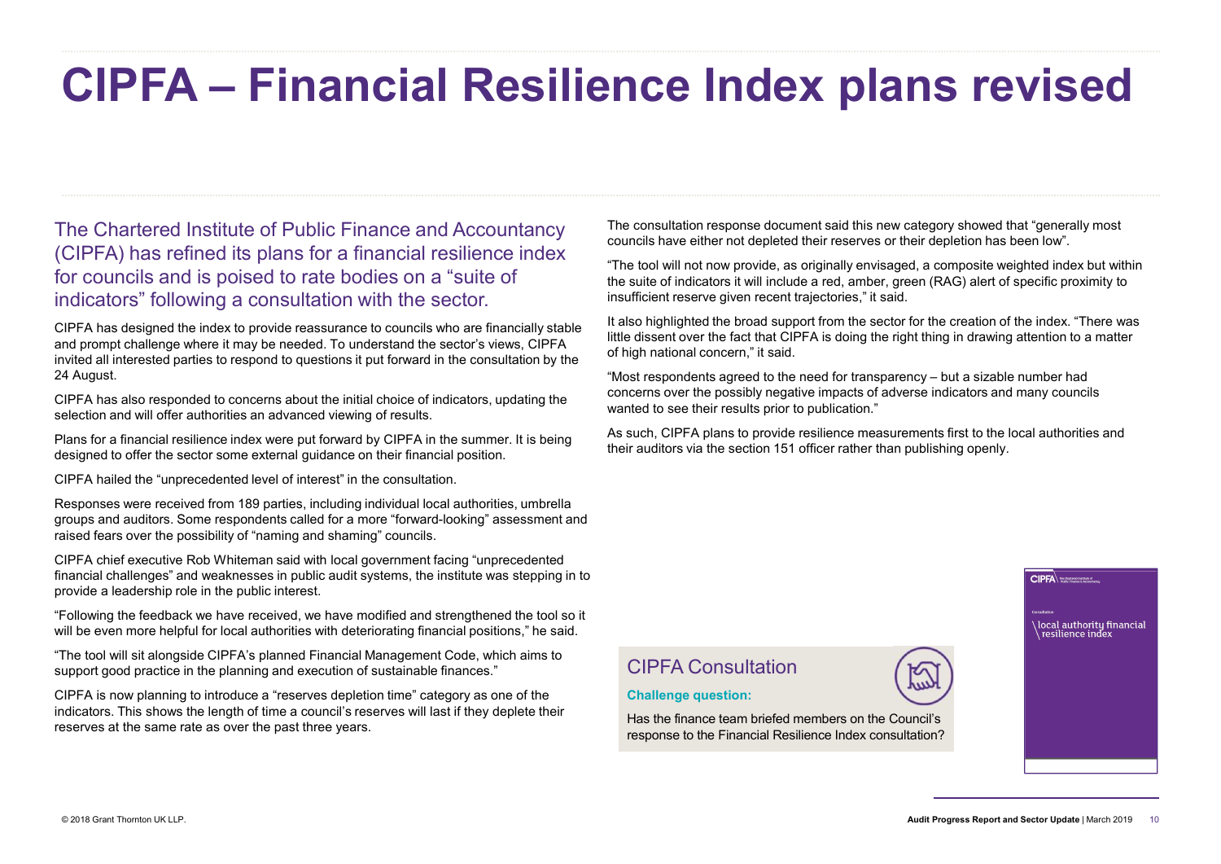# CIPFA – Financial Resilience Index plans revised

The Chartered Institute of Public Finance and Accountancy (CIPFA) has refined its plans for a financial resilience index for councils and is poised to rate bodies on a "suite of indicators" following a consultation with the sector.

CIPFA has designed the index to provide reassurance to councils who are financially stable and prompt challenge where it may be needed. To understand the sector's views, CIPFA invited all interested parties to respond to questions it put forward in the consultation by the 24 August.

CIPFA has also responded to concerns about the initial choice of indicators, updating the selection and will offer authorities an advanced viewing of results.

Plans for a financial resilience index were put forward by CIPFA in the summer. It is being designed to offer the sector some external guidance on their financial position.

CIPFA hailed the "unprecedented level of interest" in the consultation.

Responses were received from 189 parties, including individual local authorities, umbrella groups and auditors. Some respondents called for a more "forward-looking" assessment and raised fears over the possibility of "naming and shaming" councils.

CIPFA chief executive Rob Whiteman said with local government facing "unprecedented financial challenges" and weaknesses in public audit systems, the institute was stepping in to provide a leadership role in the public interest.

"Following the feedback we have received, we have modified and strengthened the tool so it will be even more helpful for local authorities with deteriorating financial positions," he said.

"The tool will sit alongside CIPFA's planned Financial Management Code, which aims to support good practice in the planning and execution of sustainable finances."

CIPFA is now planning to introduce a "reserves depletion time" category as one of the indicators. This shows the length of time a council's reserves will last if they deplete their reserves at the same rate as over the past three years.

The consultation response document said this new category showed that "generally most councils have either not depleted their reserves or their depletion has been low".

"The tool will not now provide, as originally envisaged, a composite weighted index but within the suite of indicators it will include a red, amber, green (RAG) alert of specific proximity to insufficient reserve given recent trajectories," it said.

It also highlighted the broad support from the sector for the creation of the index. "There was little dissent over the fact that CIPFA is doing the right thing in drawing attention to a matter of high national concern," it said.

"Most respondents agreed to the need for transparency – but a sizable number had concerns over the possibly negative impacts of adverse indicators and many councils wanted to see their results prior to publication."

As such, CIPFA plans to provide resilience measurements first to the local authorities and their auditors via the section 151 officer rather than publishing openly.

## CIPFA Consultation

**Challenge question:**

Has the finance team briefed members on the Council's response to the Financial Resilience Index consultation?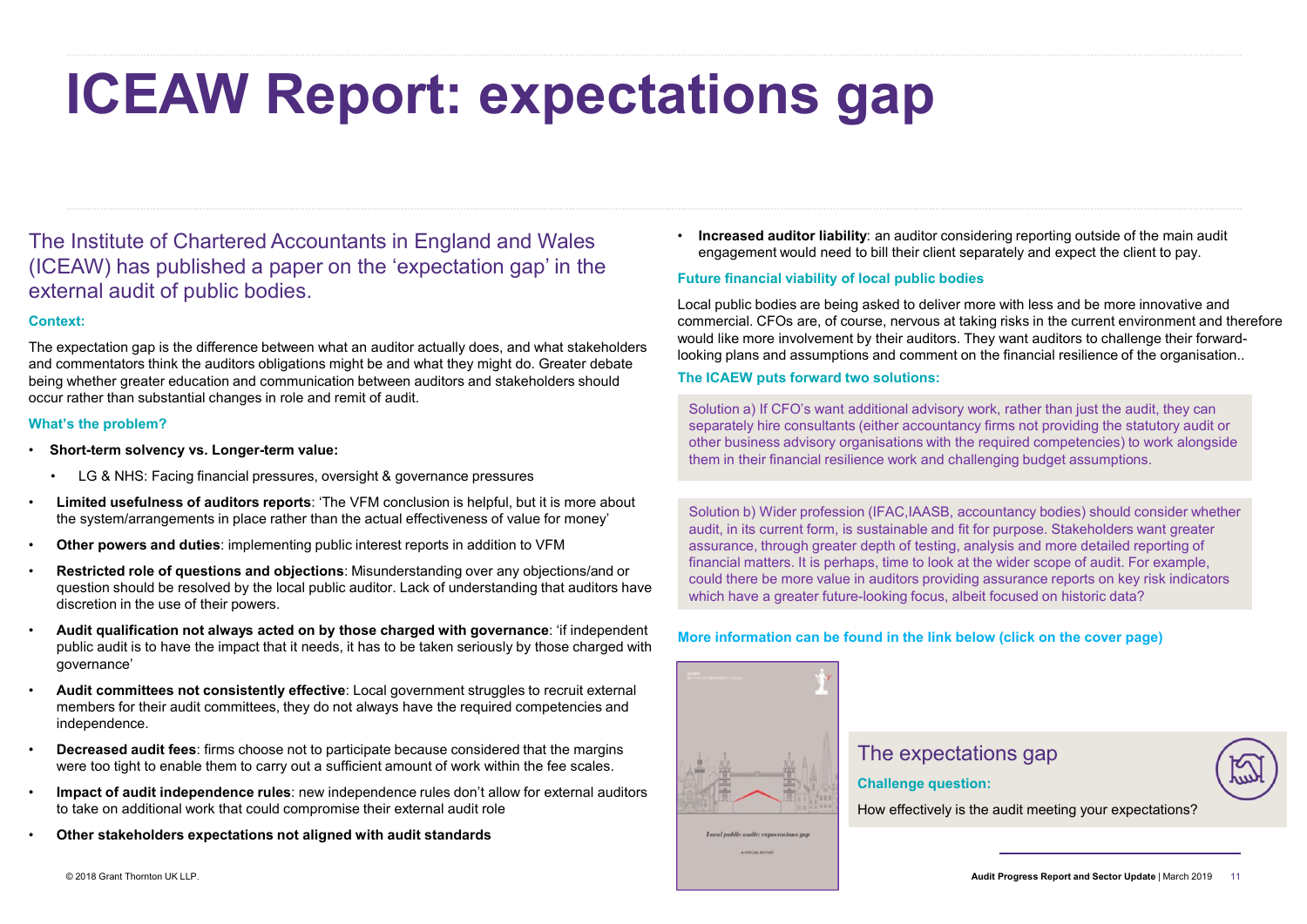# ICEAW Report: expectations gap

The Institute of Chartered Accountants in England and Wales (ICEAW) has published a paper on the 'expectation gap' in the external audit of public bodies.

**Context:**

The expectation gap is the difference between what an auditor actually does, and what stakeholders and commentators think the auditors obligations might be and what they might do. Greater debate being whether greater education and communication between auditors and stakeholders should occur rather than substantial changes in role and remit of audit.

**What's the problem?**

- **Short-term solvency vs. Longer-term value:**
  - LG & NHS: Facing financial pressures, oversight & governance pressures
- **Limited usefulness of auditors reports**: 'The VFM conclusion is helpful, but it is more about the system/arrangements in place rather than the actual effectiveness of value for money'
- **Other powers and duties**: implementing public interest reports in addition to VFM
- **Restricted role of questions and objections**: Misunderstanding over any objections/and or question should be resolved by the local public auditor. Lack of understanding that auditors have discretion in the use of their powers.
- **Audit qualification not always acted on by those charged with governance**: 'if independent public audit is to have the impact that it needs, it has to be taken seriously by those charged with governance'
- **Audit committees not consistently effective**: Local government struggles to recruit external members for their audit committees, they do not always have the required competencies and independence.
- **Decreased audit fees**: firms choose not to participate because considered that the margins were too tight to enable them to carry out a sufficient amount of work within the fee scales.
- **Impact of audit independence rules**: new independence rules don't allow for external auditors to take on additional work that could compromise their external audit role
- **Other stakeholders expectations not aligned with audit standards**
- **Increased auditor liability**: an auditor considering reporting outside of the main audit engagement would need to bill their client separately and expect the client to pay.

**Future financial viability of local public bodies**

Local public bodies are being asked to deliver more with less and be more innovative and commercial. CFOs are, of course, nervous at taking risks in the current environment and therefore would like more involvement by their auditors. They want auditors to challenge their forward-looking plans and assumptions and comment on the financial resilience of the organisation..

**The ICAEW puts forward two solutions:**

Solution a) If CFO's want additional advisory work, rather than just the audit, they can separately hire consultants (either accountancy firms not providing the statutory audit or other business advisory organisations with the required competencies) to work alongside them in their financial resilience work and challenging budget assumptions.

Solution b) Wider profession (IFAC,IAASB, accountancy bodies) should consider whether audit, in its current form, is sustainable and fit for purpose. Stakeholders want greater assurance, through greater depth of testing, analysis and more detailed reporting of financial matters. It is perhaps, time to look at the wider scope of audit. For example, could there be more value in auditors providing assurance reports on key risk indicators which have a greater future-looking focus, albeit focused on historic data?

**More information can be found in the link below (click on the cover page)**

Local public audit: expectations gap

A SPECIAL REPORT

## The expectations gap

**Challenge question:**

How effectively is the audit meeting your expectations?

© 2018 Grant Thornton UK LLP.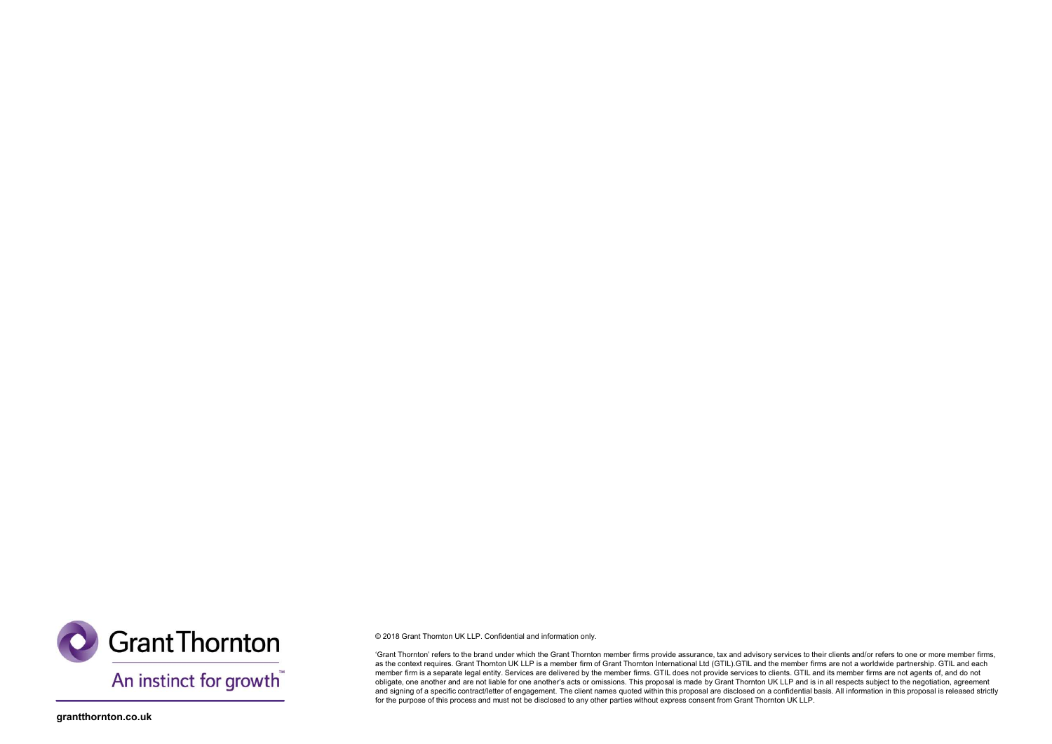Grant Thornton

An instinct for growth™

© 2018 Grant Thornton UK LLP. Confidential and information only.

'Grant Thornton' refers to the brand under which the Grant Thornton member firms provide assurance, tax and advisory services to their clients and/or refers to one or more member firms, as the context requires. Grant Thornton UK LLP is a member firm of Grant Thornton International Ltd (GTIL).GTIL and the member firms are not a worldwide partnership. GTIL and each member firm is a separate legal entity. Services are delivered by the member firms. GTIL does not provide services to clients. GTIL and its member firms are not agents of, and do not obligate, one another and are not liable for one another's acts or omissions. This proposal is made by Grant Thornton UK LLP and is in all respects subject to the negotiation, agreement and signing of a specific contract/letter of engagement. The client names quoted within this proposal are disclosed on a confidential basis. All information in this proposal is released strictly for the purpose of this process and must not be disclosed to any other parties without express consent from Grant Thornton UK LLP.

**grantthornton.co.uk**